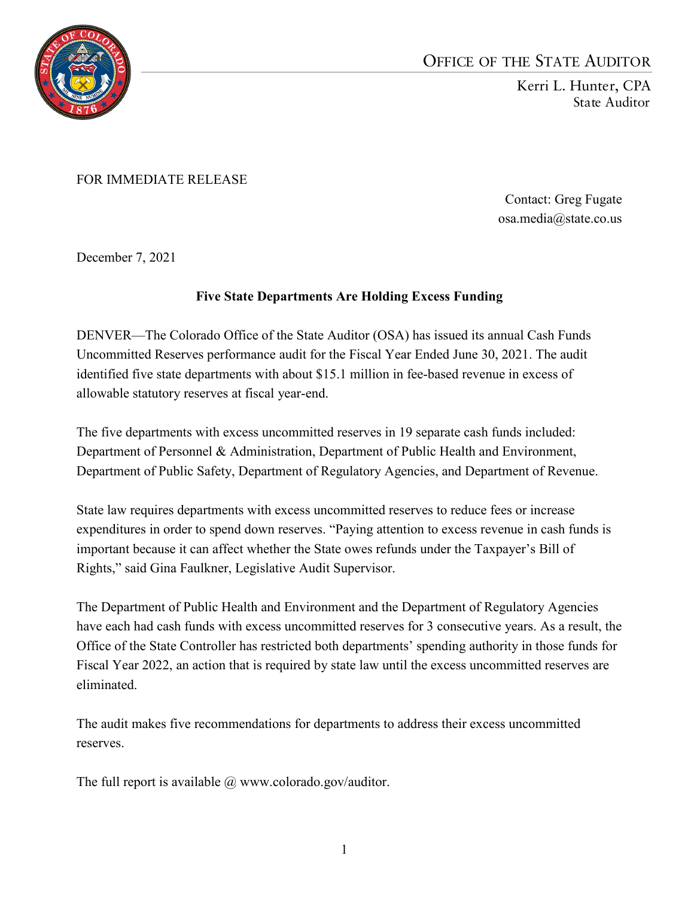OFFICE OF THE STATE AUDITOR

Kerri L. Hunter, CPA
State Auditor

FOR IMMEDIATE RELEASE

Contact: Greg Fugate
osa.media@state.co.us

December 7, 2021

**Five State Departments Are Holding Excess Funding**

DENVER—The Colorado Office of the State Auditor (OSA) has issued its annual Cash Funds Uncommitted Reserves performance audit for the Fiscal Year Ended June 30, 2021. The audit identified five state departments with about $15.1 million in fee-based revenue in excess of allowable statutory reserves at fiscal year-end.

The five departments with excess uncommitted reserves in 19 separate cash funds included: Department of Personnel & Administration, Department of Public Health and Environment, Department of Public Safety, Department of Regulatory Agencies, and Department of Revenue.

State law requires departments with excess uncommitted reserves to reduce fees or increase expenditures in order to spend down reserves. "Paying attention to excess revenue in cash funds is important because it can affect whether the State owes refunds under the Taxpayer's Bill of Rights," said Gina Faulkner, Legislative Audit Supervisor.

The Department of Public Health and Environment and the Department of Regulatory Agencies have each had cash funds with excess uncommitted reserves for 3 consecutive years. As a result, the Office of the State Controller has restricted both departments' spending authority in those funds for Fiscal Year 2022, an action that is required by state law until the excess uncommitted reserves are eliminated.

The audit makes five recommendations for departments to address their excess uncommitted reserves.

The full report is available @ www.colorado.gov/auditor.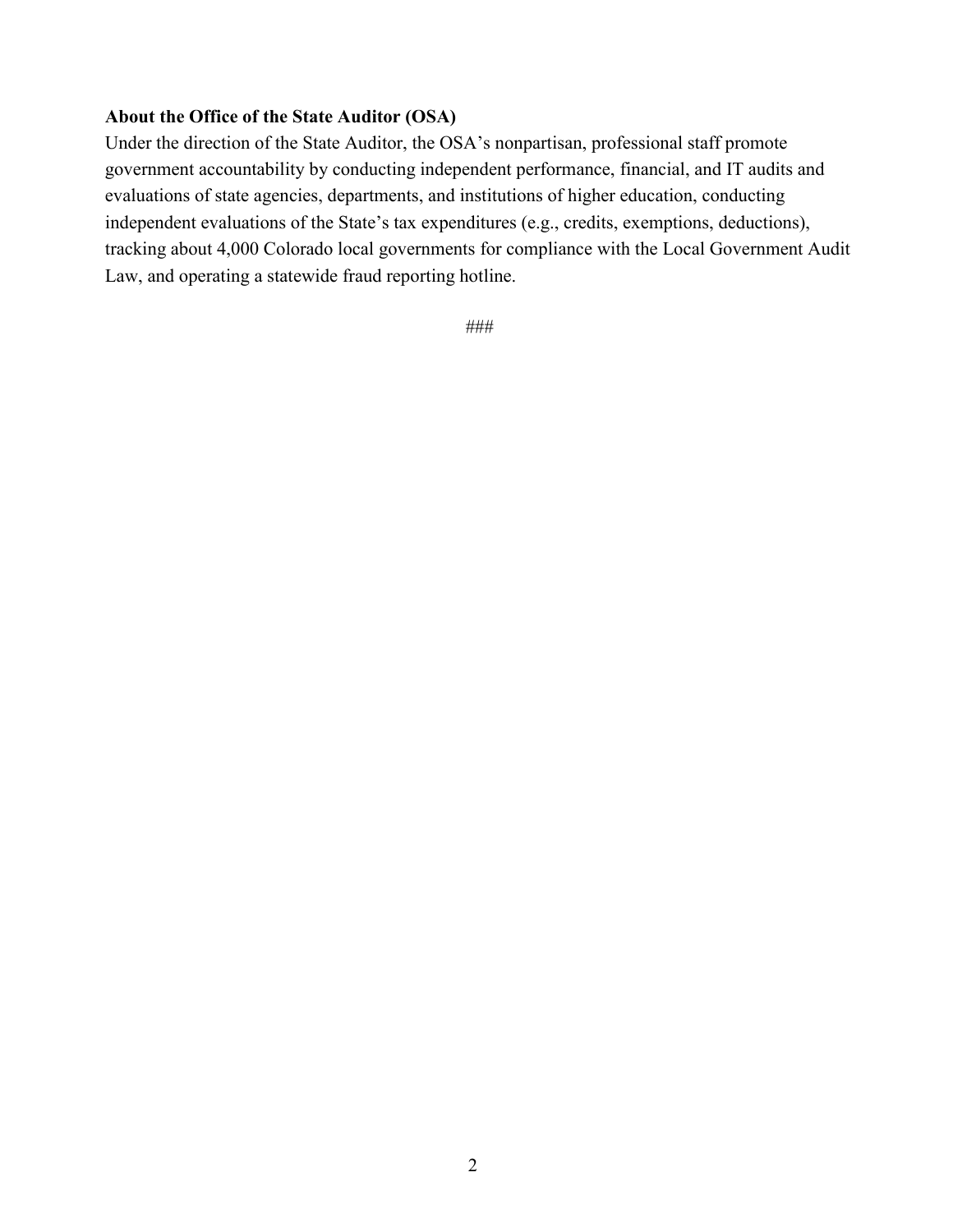**About the Office of the State Auditor (OSA)**

Under the direction of the State Auditor, the OSA's nonpartisan, professional staff promote government accountability by conducting independent performance, financial, and IT audits and evaluations of state agencies, departments, and institutions of higher education, conducting independent evaluations of the State's tax expenditures (e.g., credits, exemptions, deductions), tracking about 4,000 Colorado local governments for compliance with the Local Government Audit Law, and operating a statewide fraud reporting hotline.

###